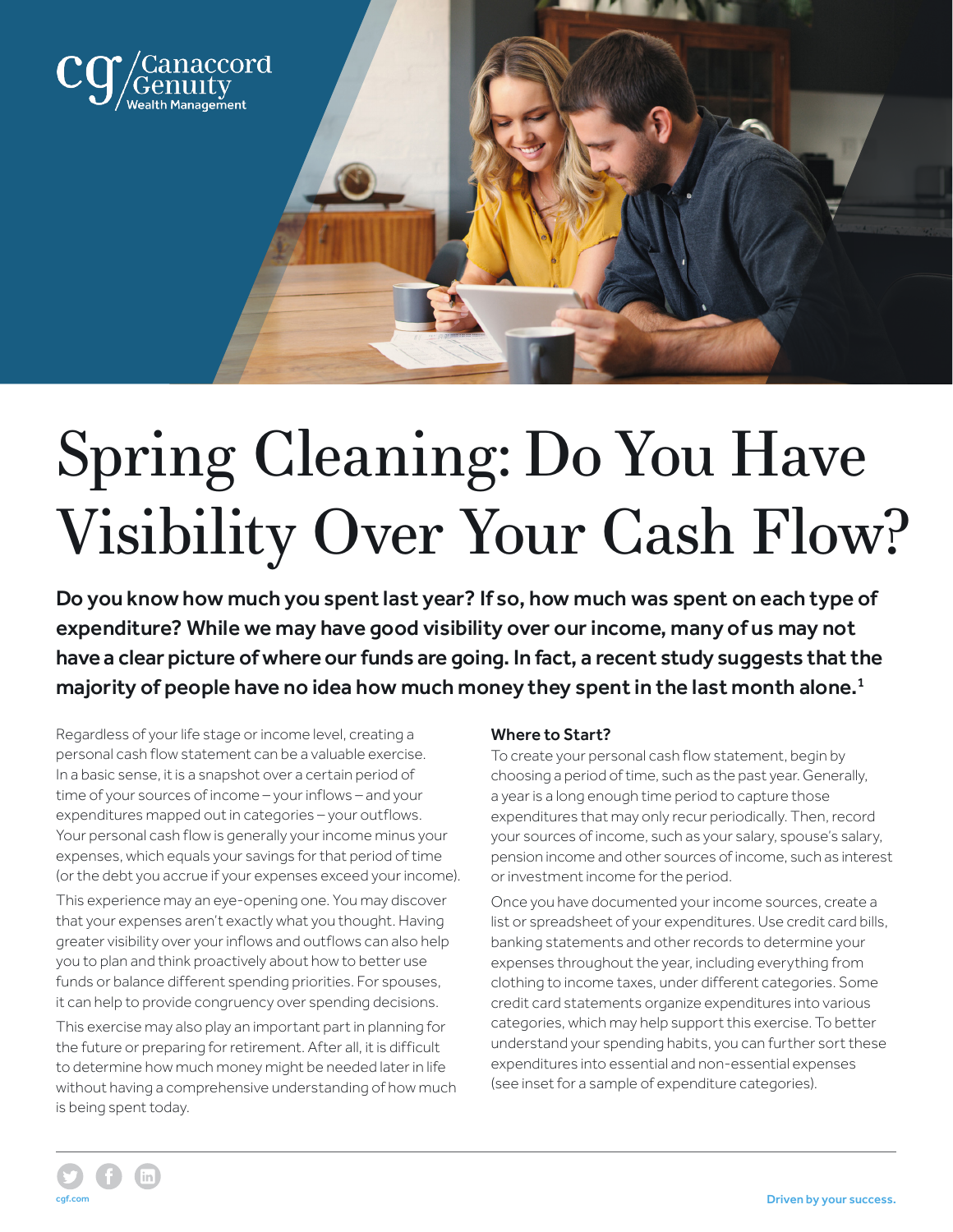# Spring Cleaning: Do You Have Visibility Over Your Cash Flow?

**Do you know how much you spent last year? If so, how much was spent on each type of expenditure? While we may have good visibility over our income, many of us may not have a clear picture of where our funds are going. In fact, a recent study suggests that the majority of people have no idea how much money they spent in the last month alone.[1]**

Regardless of your life stage or income level, creating a personal cash flow statement can be a valuable exercise. In a basic sense, it is a snapshot over a certain period of time of your sources of income – your inflows – and your expenditures mapped out in categories – your outflows. Your personal cash flow is generally your income minus your expenses, which equals your savings for that period of time (or the debt you accrue if your expenses exceed your income).

This experience may an eye-opening one. You may discover that your expenses aren't exactly what you thought. Having greater visibility over your inflows and outflows can also help you to plan and think proactively about how to better use funds or balance different spending priorities. For spouses, it can help to provide congruency over spending decisions.

This exercise may also play an important part in planning for the future or preparing for retirement. After all, it is difficult to determine how much money might be needed later in life without having a comprehensive understanding of how much is being spent today.

### Where to Start?

To create your personal cash flow statement, begin by choosing a period of time, such as the past year. Generally, a year is a long enough time period to capture those expenditures that may only recur periodically. Then, record your sources of income, such as your salary, spouse's salary, pension income and other sources of income, such as interest or investment income for the period.

Once you have documented your income sources, create a list or spreadsheet of your expenditures. Use credit card bills, banking statements and other records to determine your expenses throughout the year, including everything from clothing to income taxes, under different categories. Some credit card statements organize expenditures into various categories, which may help support this exercise. To better understand your spending habits, you can further sort these expenditures into essential and non-essential expenses (see inset for a sample of expenditure categories).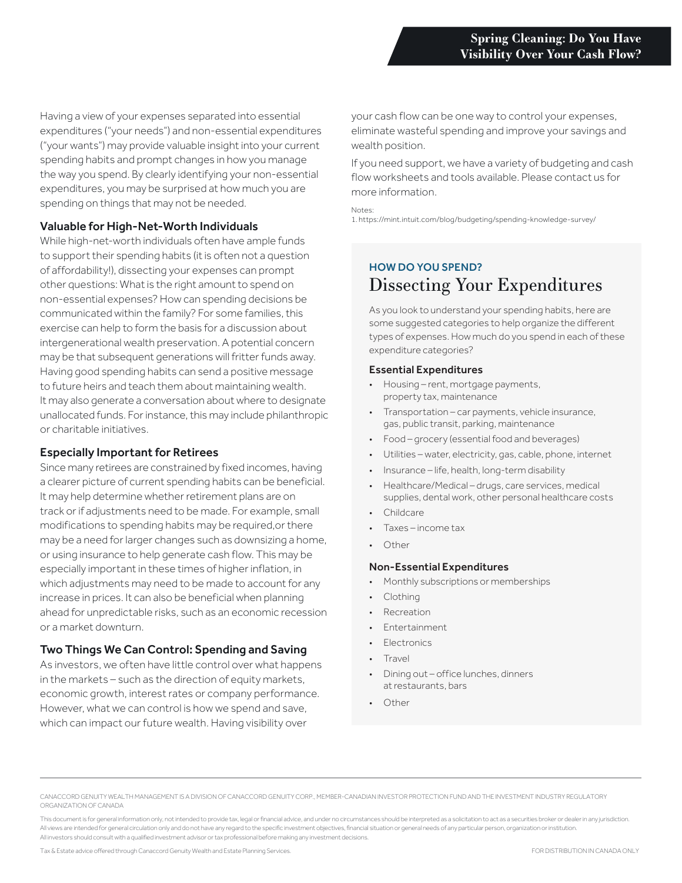Having a view of your expenses separated into essential expenditures ("your needs") and non-essential expenditures ("your wants") may provide valuable insight into your current spending habits and prompt changes in how you manage the way you spend. By clearly identifying your non-essential expenditures, you may be surprised at how much you are spending on things that may not be needed.

### Valuable for High-Net-Worth Individuals

While high-net-worth individuals often have ample funds to support their spending habits (it is often not a question of affordability!), dissecting your expenses can prompt other questions: What is the right amount to spend on non-essential expenses? How can spending decisions be communicated within the family? For some families, this exercise can help to form the basis for a discussion about intergenerational wealth preservation. A potential concern may be that subsequent generations will fritter funds away. Having good spending habits can send a positive message to future heirs and teach them about maintaining wealth. It may also generate a conversation about where to designate unallocated funds. For instance, this may include philanthropic or charitable initiatives.

### Especially Important for Retirees

Since many retirees are constrained by fixed incomes, having a clearer picture of current spending habits can be beneficial. It may help determine whether retirement plans are on track or if adjustments need to be made. For example, small modifications to spending habits may be required,or there may be a need for larger changes such as downsizing a home, or using insurance to help generate cash flow. This may be especially important in these times of higher inflation, in which adjustments may need to be made to account for any increase in prices. It can also be beneficial when planning ahead for unpredictable risks, such as an economic recession or a market downturn.

### Two Things We Can Control: Spending and Saving

As investors, we often have little control over what happens in the markets – such as the direction of equity markets, economic growth, interest rates or company performance. However, what we can control is how we spend and save, which can impact our future wealth. Having visibility over your cash flow can be one way to control your expenses, eliminate wasteful spending and improve your savings and wealth position.

If you need support, we have a variety of budgeting and cash flow worksheets and tools available. Please contact us for more information.

Notes:
1. https://mint.intuit.com/blog/budgeting/spending-knowledge-survey/

HOW DO YOU SPEND?

## Dissecting Your Expenditures

As you look to understand your spending habits, here are some suggested categories to help organize the different types of expenses. How much do you spend in each of these expenditure categories?

### Essential Expenditures

- Housing – rent, mortgage payments, property tax, maintenance
- Transportation – car payments, vehicle insurance, gas, public transit, parking, maintenance
- Food – grocery (essential food and beverages)
- Utilities – water, electricity, gas, cable, phone, internet
- Insurance – life, health, long-term disability
- Healthcare/Medical – drugs, care services, medical supplies, dental work, other personal healthcare costs
- Childcare
- Taxes – income tax
- Other

### Non-Essential Expenditures

- Monthly subscriptions or memberships
- Clothing
- Recreation
- Entertainment
- Electronics
- Travel
- Dining out – office lunches, dinners at restaurants, bars
- Other

CANACCORD GENUITY WEALTH MANAGEMENT IS A DIVISION OF CANACCORD GENUITY CORP., MEMBER-CANADIAN INVESTOR PROTECTION FUND AND THE INVESTMENT INDUSTRY REGULATORY ORGANIZATION OF CANADA

This document is for general information only, not intended to provide tax, legal or financial advice, and under no circumstances should be interpreted as a solicitation to act as a securities broker or dealer in any jurisdiction. All views are intended for general circulation only and do not have any regard to the specific investment objectives, financial situation or general needs of any particular person, organization or institution. All investors should consult with a qualified investment advisor or tax professional before making any investment decisions.

Tax & Estate advice offered through Canaccord Genuity Wealth and Estate Planning Services.

FOR DISTRIBUTION IN CANADA ONLY